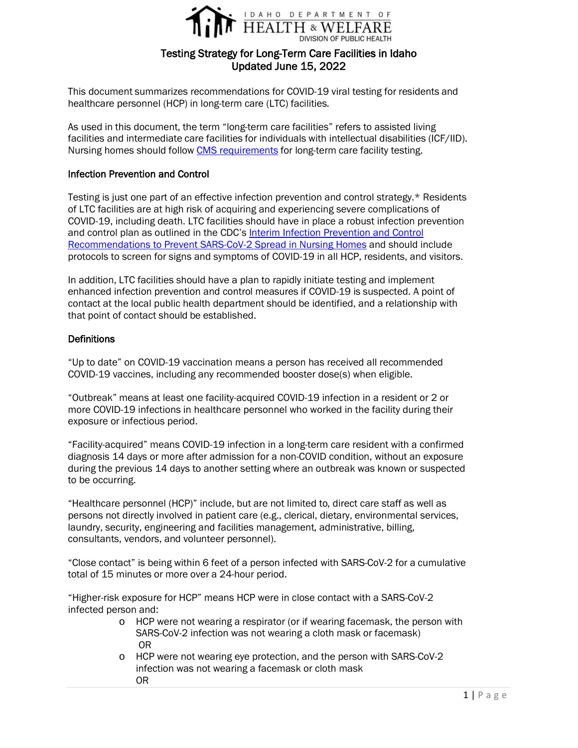IDAHO DEPARTMENT OF HEALTH & WELFARE
DIVISION OF PUBLIC HEALTH

# Testing Strategy for Long-Term Care Facilities in Idaho
## Updated June 15, 2022

This document summarizes recommendations for COVID-19 viral testing for residents and healthcare personnel (HCP) in long-term care (LTC) facilities.

As used in this document, the term "long-term care facilities" refers to assisted living facilities and intermediate care facilities for individuals with intellectual disabilities (ICF/IID). Nursing homes should follow [CMS requirements]() for long-term care facility testing.

### Infection Prevention and Control

Testing is just one part of an effective infection prevention and control strategy.* Residents of LTC facilities are at high risk of acquiring and experiencing severe complications of COVID-19, including death. LTC facilities should have in place a robust infection prevention and control plan as outlined in the CDC's [Interim Infection Prevention and Control Recommendations to Prevent SARS-CoV-2 Spread in Nursing Homes]() and should include protocols to screen for signs and symptoms of COVID-19 in all HCP, residents, and visitors.

In addition, LTC facilities should have a plan to rapidly initiate testing and implement enhanced infection prevention and control measures if COVID-19 is suspected. A point of contact at the local public health department should be identified, and a relationship with that point of contact should be established.

### Definitions

"Up to date" on COVID-19 vaccination means a person has received all recommended COVID-19 vaccines, including any recommended booster dose(s) when eligible.

"Outbreak" means at least one facility-acquired COVID-19 infection in a resident or 2 or more COVID-19 infections in healthcare personnel who worked in the facility during their exposure or infectious period.

"Facility-acquired" means COVID-19 infection in a long-term care resident with a confirmed diagnosis 14 days or more after admission for a non-COVID condition, without an exposure during the previous 14 days to another setting where an outbreak was known or suspected to be occurring.

"Healthcare personnel (HCP)" include, but are not limited to, direct care staff as well as persons not directly involved in patient care (e.g., clerical, dietary, environmental services, laundry, security, engineering and facilities management, administrative, billing, consultants, vendors, and volunteer personnel).

"Close contact" is being within 6 feet of a person infected with SARS-CoV-2 for a cumulative total of 15 minutes or more over a 24-hour period.

"Higher-risk exposure for HCP" means HCP were in close contact with a SARS-CoV-2 infected person and:

- HCP were not wearing a respirator (or if wearing facemask, the person with SARS-CoV-2 infection was not wearing a cloth mask or facemask)
  OR
- HCP were not wearing eye protection, and the person with SARS-CoV-2 infection was not wearing a facemask or cloth mask
  OR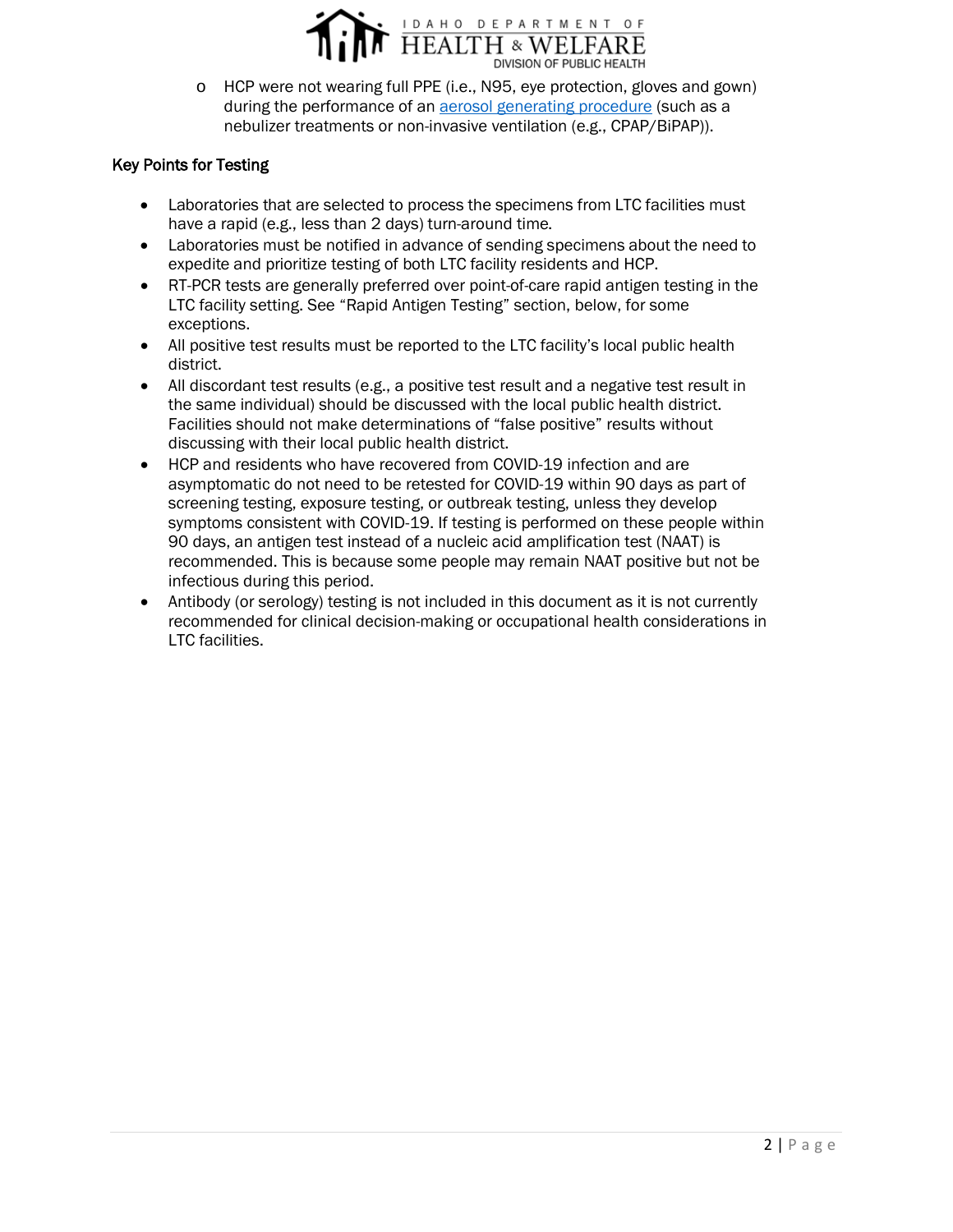- HCP were not wearing full PPE (i.e., N95, eye protection, gloves and gown) during the performance of an [aerosol generating procedure](#) (such as a nebulizer treatments or non-invasive ventilation (e.g., CPAP/BiPAP)).

## Key Points for Testing

- Laboratories that are selected to process the specimens from LTC facilities must have a rapid (e.g., less than 2 days) turn-around time.
- Laboratories must be notified in advance of sending specimens about the need to expedite and prioritize testing of both LTC facility residents and HCP.
- RT-PCR tests are generally preferred over point-of-care rapid antigen testing in the LTC facility setting. See "Rapid Antigen Testing" section, below, for some exceptions.
- All positive test results must be reported to the LTC facility's local public health district.
- All discordant test results (e.g., a positive test result and a negative test result in the same individual) should be discussed with the local public health district. Facilities should not make determinations of "false positive" results without discussing with their local public health district.
- HCP and residents who have recovered from COVID-19 infection and are asymptomatic do not need to be retested for COVID-19 within 90 days as part of screening testing, exposure testing, or outbreak testing, unless they develop symptoms consistent with COVID-19. If testing is performed on these people within 90 days, an antigen test instead of a nucleic acid amplification test (NAAT) is recommended. This is because some people may remain NAAT positive but not be infectious during this period.
- Antibody (or serology) testing is not included in this document as it is not currently recommended for clinical decision-making or occupational health considerations in LTC facilities.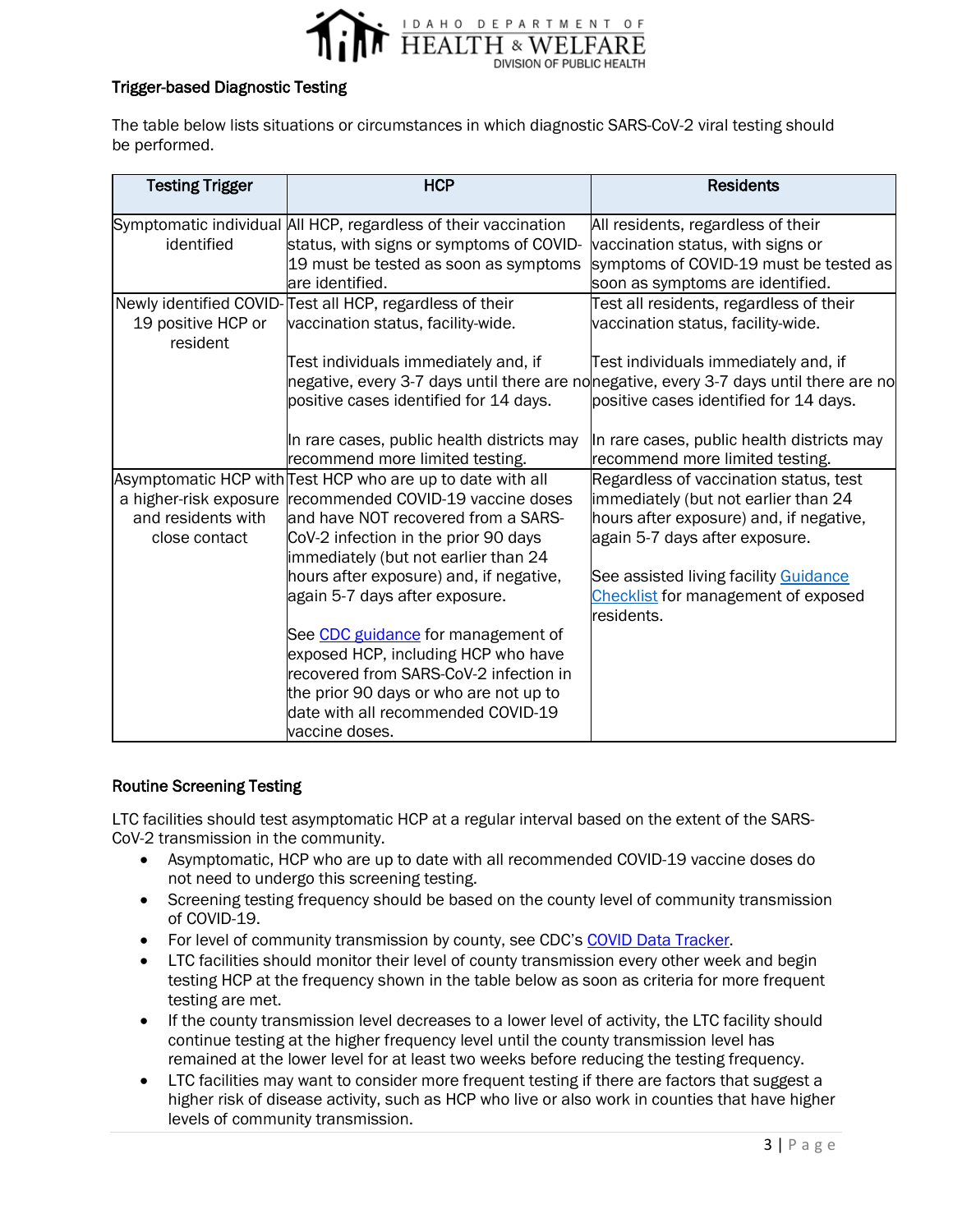### Trigger-based Diagnostic Testing

The table below lists situations or circumstances in which diagnostic SARS-CoV-2 viral testing should be performed.

| Testing Trigger | HCP | Residents |
| --- | --- | --- |
| Symptomatic individual identified | All HCP, regardless of their vaccination status, with signs or symptoms of COVID-19 must be tested as soon as symptoms are identified. | All residents, regardless of their vaccination status, with signs or symptoms of COVID-19 must be tested as soon as symptoms are identified. |
| Newly identified COVID-19 positive HCP or resident | Test all HCP, regardless of their vaccination status, facility-wide.<br><br>Test individuals immediately and, if negative, every 3-7 days until there are no positive cases identified for 14 days.<br><br>In rare cases, public health districts may recommend more limited testing. | Test all residents, regardless of their vaccination status, facility-wide.<br><br>Test individuals immediately and, if negative, every 3-7 days until there are no positive cases identified for 14 days.<br><br>In rare cases, public health districts may recommend more limited testing. |
| Asymptomatic HCP with a higher-risk exposure and residents with close contact | Test HCP who are up to date with all recommended COVID-19 vaccine doses and have NOT recovered from a SARS-CoV-2 infection in the prior 90 days immediately (but not earlier than 24 hours after exposure) and, if negative, again 5-7 days after exposure.<br><br>See CDC guidance for management of exposed HCP, including HCP who have recovered from SARS-CoV-2 infection in the prior 90 days or who are not up to date with all recommended COVID-19 vaccine doses. | Regardless of vaccination status, test immediately (but not earlier than 24 hours after exposure) and, if negative, again 5-7 days after exposure.<br><br>See assisted living facility Guidance Checklist for management of exposed residents. |

### Routine Screening Testing

LTC facilities should test asymptomatic HCP at a regular interval based on the extent of the SARS-CoV-2 transmission in the community.

- Asymptomatic, HCP who are up to date with all recommended COVID-19 vaccine doses do not need to undergo this screening testing.
- Screening testing frequency should be based on the county level of community transmission of COVID-19.
- For level of community transmission by county, see CDC's COVID Data Tracker.
- LTC facilities should monitor their level of county transmission every other week and begin testing HCP at the frequency shown in the table below as soon as criteria for more frequent testing are met.
- If the county transmission level decreases to a lower level of activity, the LTC facility should continue testing at the higher frequency level until the county transmission level has remained at the lower level for at least two weeks before reducing the testing frequency.
- LTC facilities may want to consider more frequent testing if there are factors that suggest a higher risk of disease activity, such as HCP who live or also work in counties that have higher levels of community transmission.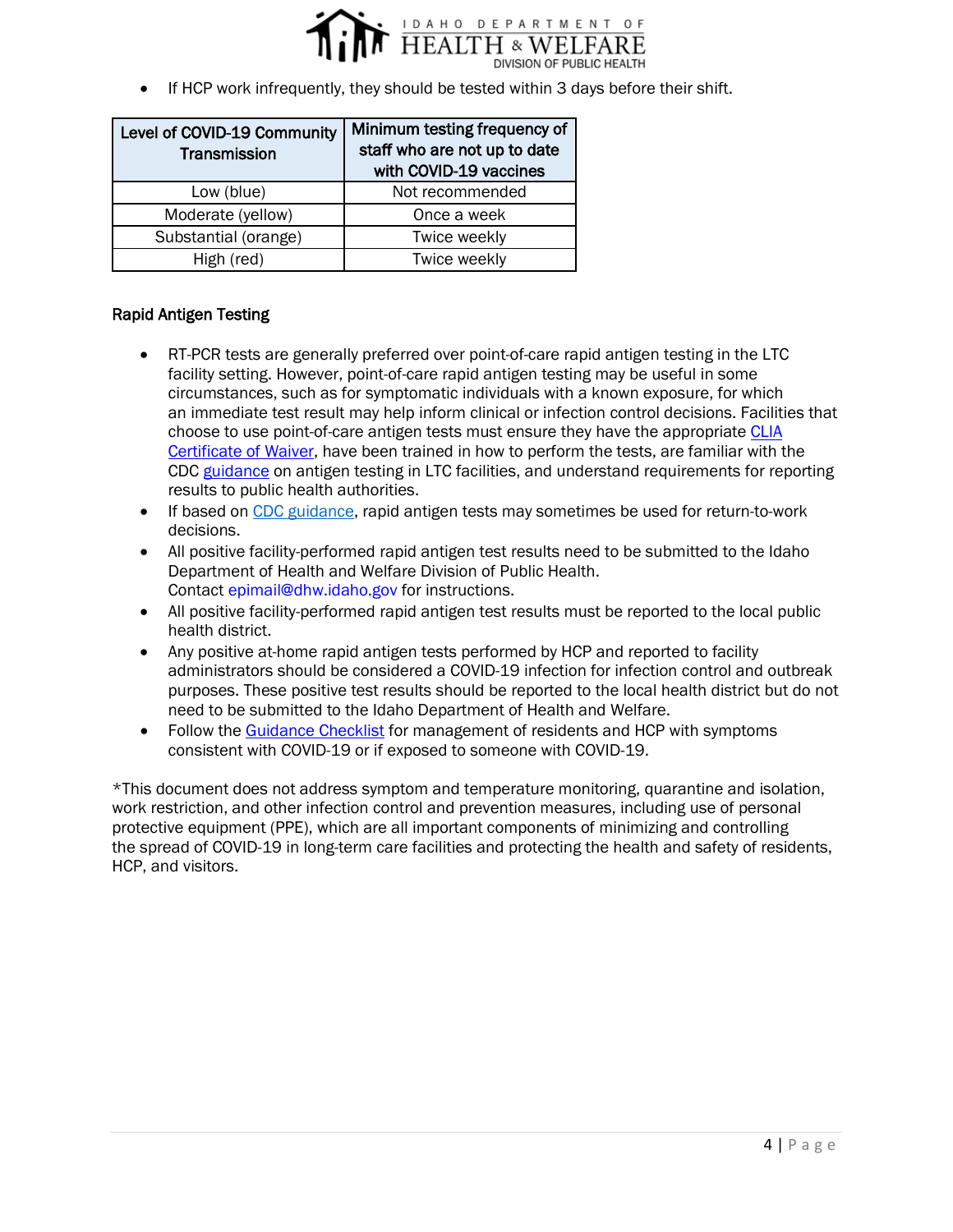- If HCP work infrequently, they should be tested within 3 days before their shift.

| Level of COVID-19 Community Transmission | Minimum testing frequency of staff who are not up to date with COVID-19 vaccines |
| --- | --- |
| Low (blue) | Not recommended |
| Moderate (yellow) | Once a week |
| Substantial (orange) | Twice weekly |
| High (red) | Twice weekly |

### Rapid Antigen Testing

- RT-PCR tests are generally preferred over point-of-care rapid antigen testing in the LTC facility setting. However, point-of-care rapid antigen testing may be useful in some circumstances, such as for symptomatic individuals with a known exposure, for which an immediate test result may help inform clinical or infection control decisions. Facilities that choose to use point-of-care antigen tests must ensure they have the appropriate CLIA Certificate of Waiver, have been trained in how to perform the tests, are familiar with the CDC guidance on antigen testing in LTC facilities, and understand requirements for reporting results to public health authorities.
- If based on CDC guidance, rapid antigen tests may sometimes be used for return-to-work decisions.
- All positive facility-performed rapid antigen test results need to be submitted to the Idaho Department of Health and Welfare Division of Public Health. Contact epimail@dhw.idaho.gov for instructions.
- All positive facility-performed rapid antigen test results must be reported to the local public health district.
- Any positive at-home rapid antigen tests performed by HCP and reported to facility administrators should be considered a COVID-19 infection for infection control and outbreak purposes. These positive test results should be reported to the local health district but do not need to be submitted to the Idaho Department of Health and Welfare.
- Follow the Guidance Checklist for management of residents and HCP with symptoms consistent with COVID-19 or if exposed to someone with COVID-19.

*This document does not address symptom and temperature monitoring, quarantine and isolation, work restriction, and other infection control and prevention measures, including use of personal protective equipment (PPE), which are all important components of minimizing and controlling the spread of COVID-19 in long-term care facilities and protecting the health and safety of residents, HCP, and visitors.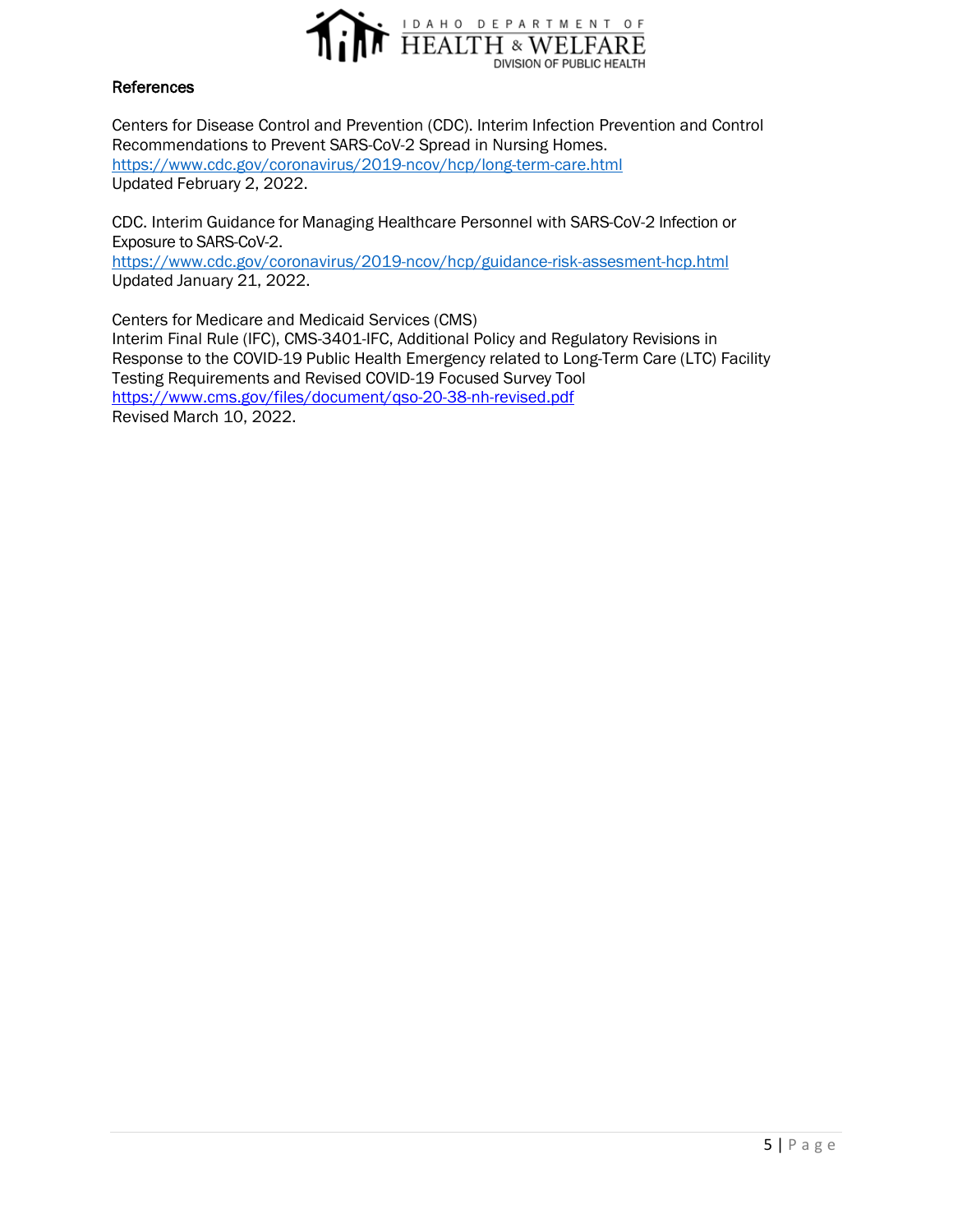## References

Centers for Disease Control and Prevention (CDC). Interim Infection Prevention and Control Recommendations to Prevent SARS-CoV-2 Spread in Nursing Homes.
https://www.cdc.gov/coronavirus/2019-ncov/hcp/long-term-care.html
Updated February 2, 2022.

CDC. Interim Guidance for Managing Healthcare Personnel with SARS-CoV-2 Infection or Exposure to SARS-CoV-2.
https://www.cdc.gov/coronavirus/2019-ncov/hcp/guidance-risk-assesment-hcp.html
Updated January 21, 2022.

Centers for Medicare and Medicaid Services (CMS)
Interim Final Rule (IFC), CMS-3401-IFC, Additional Policy and Regulatory Revisions in Response to the COVID-19 Public Health Emergency related to Long-Term Care (LTC) Facility Testing Requirements and Revised COVID-19 Focused Survey Tool
https://www.cms.gov/files/document/qso-20-38-nh-revised.pdf
Revised March 10, 2022.